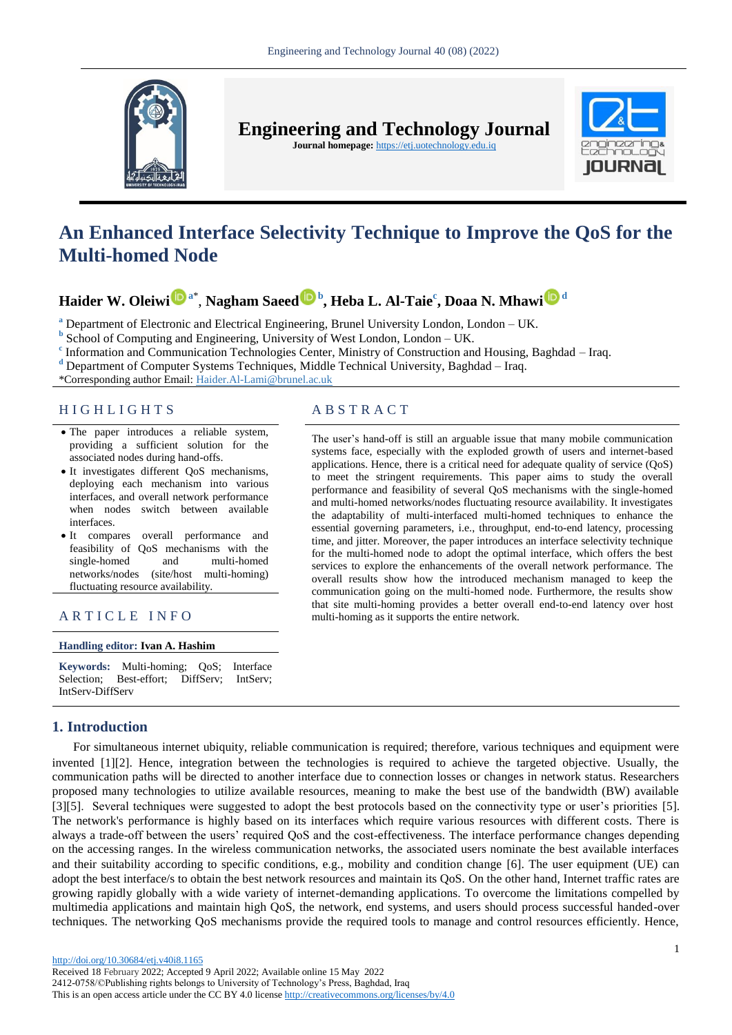# An Enhanced Interface Selectivity Technique to Improve the QoS for the Multi-homed Node

**Haider W. Oleiwi [a*], Nagham Saeed [b], Heba L. Al-Taie [c], Doaa N. Mhawi [d]**

[a] Department of Electronic and Electrical Engineering, Brunel University London, London – UK.
[b] School of Computing and Engineering, University of West London, London – UK.
[c] Information and Communication Technologies Center, Ministry of Construction and Housing, Baghdad – Iraq.
[d] Department of Computer Systems Techniques, Middle Technical University, Baghdad – Iraq.
*Corresponding author Email: Haider.Al-Lami@brunel.ac.uk

## HIGHLIGHTS

- The paper introduces a reliable system, providing a sufficient solution for the associated nodes during hand-offs.
- It investigates different QoS mechanisms, deploying each mechanism into various interfaces, and overall network performance when nodes switch between available interfaces.
- It compares overall performance and feasibility of QoS mechanisms with the single-homed and multi-homed networks/nodes (site/host multi-homing) fluctuating resource availability.

## ARTICLE INFO

**Handling editor:** Ivan A. Hashim

**Keywords:** Multi-homing; QoS; Interface Selection; Best-effort; DiffServ; IntServ; IntServ-DiffServ

## ABSTRACT

The user's hand-off is still an arguable issue that many mobile communication systems face, especially with the exploded growth of users and internet-based applications. Hence, there is a critical need for adequate quality of service (QoS) to meet the stringent requirements. This paper aims to study the overall performance and feasibility of several QoS mechanisms with the single-homed and multi-homed networks/nodes fluctuating resource availability. It investigates the adaptability of multi-interfaced multi-homed techniques to enhance the essential governing parameters, i.e., throughput, end-to-end latency, processing time, and jitter. Moreover, the paper introduces an interface selectivity technique for the multi-homed node to adopt the optimal interface, which offers the best services to explore the enhancements of the overall network performance. The overall results show how the introduced mechanism managed to keep the communication going on the multi-homed node. Furthermore, the results show that site multi-homing provides a better overall end-to-end latency over host multi-homing as it supports the entire network.

## 1. Introduction

For simultaneous internet ubiquity, reliable communication is required; therefore, various techniques and equipment were invented [1][2]. Hence, integration between the technologies is required to achieve the targeted objective. Usually, the communication paths will be directed to another interface due to connection losses or changes in network status. Researchers proposed many technologies to utilize available resources, meaning to make the best use of the bandwidth (BW) available [3][5]. Several techniques were suggested to adopt the best protocols based on the connectivity type or user's priorities [5]. The network's performance is highly based on its interfaces which require various resources with different costs. There is always a trade-off between the users' required QoS and the cost-effectiveness. The interface performance changes depending on the accessing ranges. In the wireless communication networks, the associated users nominate the best available interfaces and their suitability according to specific conditions, e.g., mobility and condition change [6]. The user equipment (UE) can adopt the best interface/s to obtain the best network resources and maintain its QoS. On the other hand, Internet traffic rates are growing rapidly globally with a wide variety of internet-demanding applications. To overcome the limitations compelled by multimedia applications and maintain high QoS, the network, end systems, and users should process successful handed-over techniques. The networking QoS mechanisms provide the required tools to manage and control resources efficiently. Hence,

http://doi.org/10.30684/etj.v40i8.1165
Received 18 February 2022; Accepted 9 April 2022; Available online 15 May 2022
2412-0758/©Publishing rights belongs to University of Technology's Press, Baghdad, Iraq
This is an open access article under the CC BY 4.0 license http://creativecommons.org/licenses/by/4.0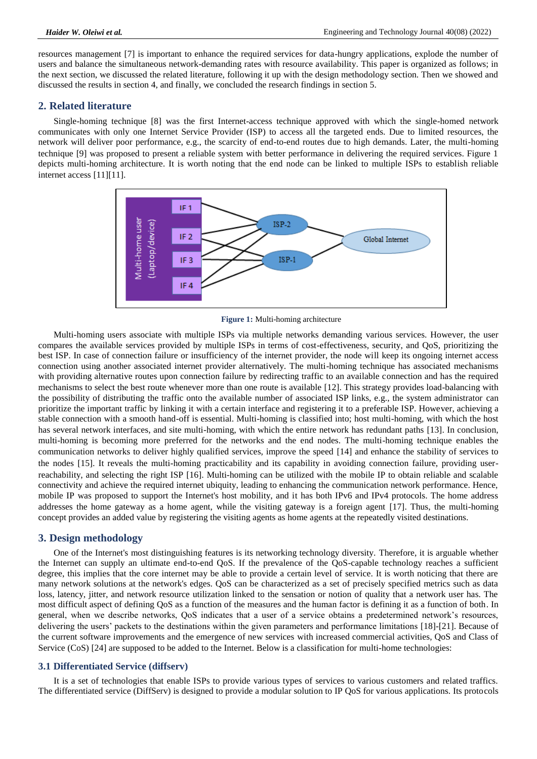resources management [7] is important to enhance the required services for data-hungry applications, explode the number of users and balance the simultaneous network-demanding rates with resource availability. This paper is organized as follows; in the next section, we discussed the related literature, following it up with the design methodology section. Then we showed and discussed the results in section 4, and finally, we concluded the research findings in section 5.

## 2. Related literature

Single-homing technique [8] was the first Internet-access technique approved with which the single-homed network communicates with only one Internet Service Provider (ISP) to access all the targeted ends. Due to limited resources, the network will deliver poor performance, e.g., the scarcity of end-to-end routes due to high demands. Later, the multi-homing technique [9] was proposed to present a reliable system with better performance in delivering the required services. Figure 1 depicts multi-homing architecture. It is worth noting that the end node can be linked to multiple ISPs to establish reliable internet access [11][11].

**Figure 1:** Multi-homing architecture

Multi-homing users associate with multiple ISPs via multiple networks demanding various services. However, the user compares the available services provided by multiple ISPs in terms of cost-effectiveness, security, and QoS, prioritizing the best ISP. In case of connection failure or insufficiency of the internet provider, the node will keep its ongoing internet access connection using another associated internet provider alternatively. The multi-homing technique has associated mechanisms with providing alternative routes upon connection failure by redirecting traffic to an available connection and has the required mechanisms to select the best route whenever more than one route is available [12]. This strategy provides load-balancing with the possibility of distributing the traffic onto the available number of associated ISP links, e.g., the system administrator can prioritize the important traffic by linking it with a certain interface and registering it to a preferable ISP. However, achieving a stable connection with a smooth hand-off is essential. Multi-homing is classified into; host multi-homing, with which the host has several network interfaces, and site multi-homing, with which the entire network has redundant paths [13]. In conclusion, multi-homing is becoming more preferred for the networks and the end nodes. The multi-homing technique enables the communication networks to deliver highly qualified services, improve the speed [14] and enhance the stability of services to the nodes [15]. It reveals the multi-homing practicability and its capability in avoiding connection failure, providing user-reachability, and selecting the right ISP [16]. Multi-homing can be utilized with the mobile IP to obtain reliable and scalable connectivity and achieve the required internet ubiquity, leading to enhancing the communication network performance. Hence, mobile IP was proposed to support the Internet's host mobility, and it has both IPv6 and IPv4 protocols. The home address addresses the home gateway as a home agent, while the visiting gateway is a foreign agent [17]. Thus, the multi-homing concept provides an added value by registering the visiting agents as home agents at the repeatedly visited destinations.

## 3. Design methodology

One of the Internet's most distinguishing features is its networking technology diversity. Therefore, it is arguable whether the Internet can supply an ultimate end-to-end QoS. If the prevalence of the QoS-capable technology reaches a sufficient degree, this implies that the core internet may be able to provide a certain level of service. It is worth noticing that there are many network solutions at the network's edges. QoS can be characterized as a set of precisely specified metrics such as data loss, latency, jitter, and network resource utilization linked to the sensation or notion of quality that a network user has. The most difficult aspect of defining QoS as a function of the measures and the human factor is defining it as a function of both. In general, when we describe networks, QoS indicates that a user of a service obtains a predetermined network's resources, delivering the users' packets to the destinations within the given parameters and performance limitations [18]-[21]. Because of the current software improvements and the emergence of new services with increased commercial activities, QoS and Class of Service (CoS) [24] are supposed to be added to the Internet. Below is a classification for multi-home technologies:

### 3.1 Differentiated Service (diffserv)

It is a set of technologies that enable ISPs to provide various types of services to various customers and related traffics. The differentiated service (DiffServ) is designed to provide a modular solution to IP QoS for various applications. Its protocols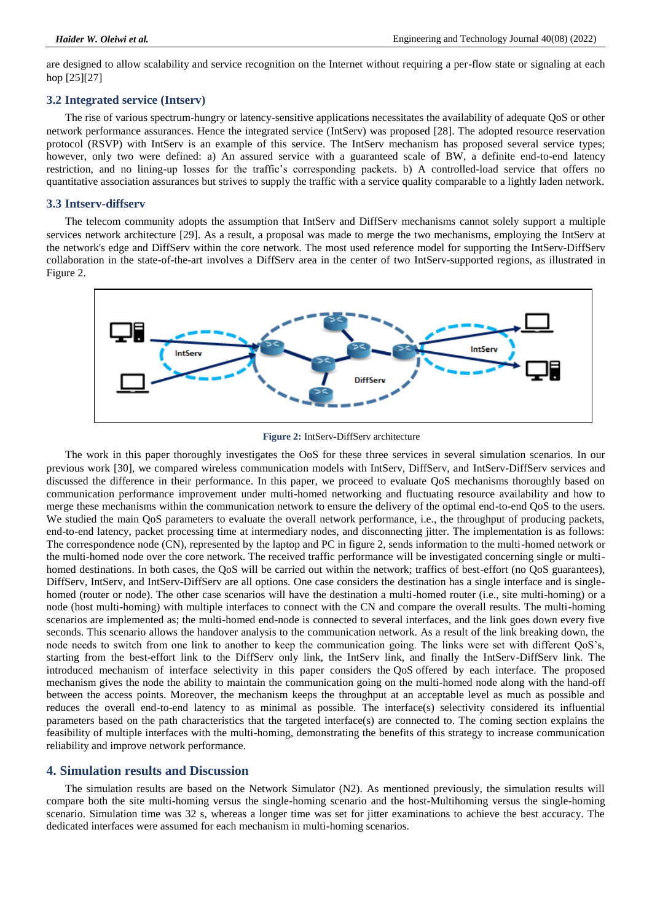are designed to allow scalability and service recognition on the Internet without requiring a per-flow state or signaling at each hop [25][27]

### 3.2 Integrated service (Intserv)

The rise of various spectrum-hungry or latency-sensitive applications necessitates the availability of adequate QoS or other network performance assurances. Hence the integrated service (IntServ) was proposed [28]. The adopted resource reservation protocol (RSVP) with IntServ is an example of this service. The IntServ mechanism has proposed several service types; however, only two were defined: a) An assured service with a guaranteed scale of BW, a definite end-to-end latency restriction, and no lining-up losses for the traffic's corresponding packets. b) A controlled-load service that offers no quantitative association assurances but strives to supply the traffic with a service quality comparable to a lightly laden network.

### 3.3 Intserv-diffserv

The telecom community adopts the assumption that IntServ and DiffServ mechanisms cannot solely support a multiple services network architecture [29]. As a result, a proposal was made to merge the two mechanisms, employing the IntServ at the network's edge and DiffServ within the core network. The most used reference model for supporting the IntServ-DiffServ collaboration in the state-of-the-art involves a DiffServ area in the center of two IntServ-supported regions, as illustrated in Figure 2.

**Figure 2:** IntServ-DiffServ architecture

The work in this paper thoroughly investigates the OoS for these three services in several simulation scenarios. In our previous work [30], we compared wireless communication models with IntServ, DiffServ, and IntServ-DiffServ services and discussed the difference in their performance. In this paper, we proceed to evaluate QoS mechanisms thoroughly based on communication performance improvement under multi-homed networking and fluctuating resource availability and how to merge these mechanisms within the communication network to ensure the delivery of the optimal end-to-end QoS to the users. We studied the main QoS parameters to evaluate the overall network performance, i.e., the throughput of producing packets, end-to-end latency, packet processing time at intermediary nodes, and disconnecting jitter. The implementation is as follows: The correspondence node (CN), represented by the laptop and PC in figure 2, sends information to the multi-homed network or the multi-homed node over the core network. The received traffic performance will be investigated concerning single or multi-homed destinations. In both cases, the QoS will be carried out within the network; traffics of best-effort (no QoS guarantees), DiffServ, IntServ, and IntServ-DiffServ are all options. One case considers the destination has a single interface and is single-homed (router or node). The other case scenarios will have the destination a multi-homed router (i.e., site multi-homing) or a node (host multi-homing) with multiple interfaces to connect with the CN and compare the overall results. The multi-homing scenarios are implemented as; the multi-homed end-node is connected to several interfaces, and the link goes down every five seconds. This scenario allows the handover analysis to the communication network. As a result of the link breaking down, the node needs to switch from one link to another to keep the communication going. The links were set with different QoS's, starting from the best-effort link to the DiffServ only link, the IntServ link, and finally the IntServ-DiffServ link. The introduced mechanism of interface selectivity in this paper considers the QoS offered by each interface. The proposed mechanism gives the node the ability to maintain the communication going on the multi-homed node along with the hand-off between the access points. Moreover, the mechanism keeps the throughput at an acceptable level as much as possible and reduces the overall end-to-end latency to as minimal as possible. The interface(s) selectivity considered its influential parameters based on the path characteristics that the targeted interface(s) are connected to. The coming section explains the feasibility of multiple interfaces with the multi-homing, demonstrating the benefits of this strategy to increase communication reliability and improve network performance.

## 4. Simulation results and Discussion

The simulation results are based on the Network Simulator (N2). As mentioned previously, the simulation results will compare both the site multi-homing versus the single-homing scenario and the host-Multihoming versus the single-homing scenario. Simulation time was 32 s, whereas a longer time was set for jitter examinations to achieve the best accuracy. The dedicated interfaces were assumed for each mechanism in multi-homing scenarios.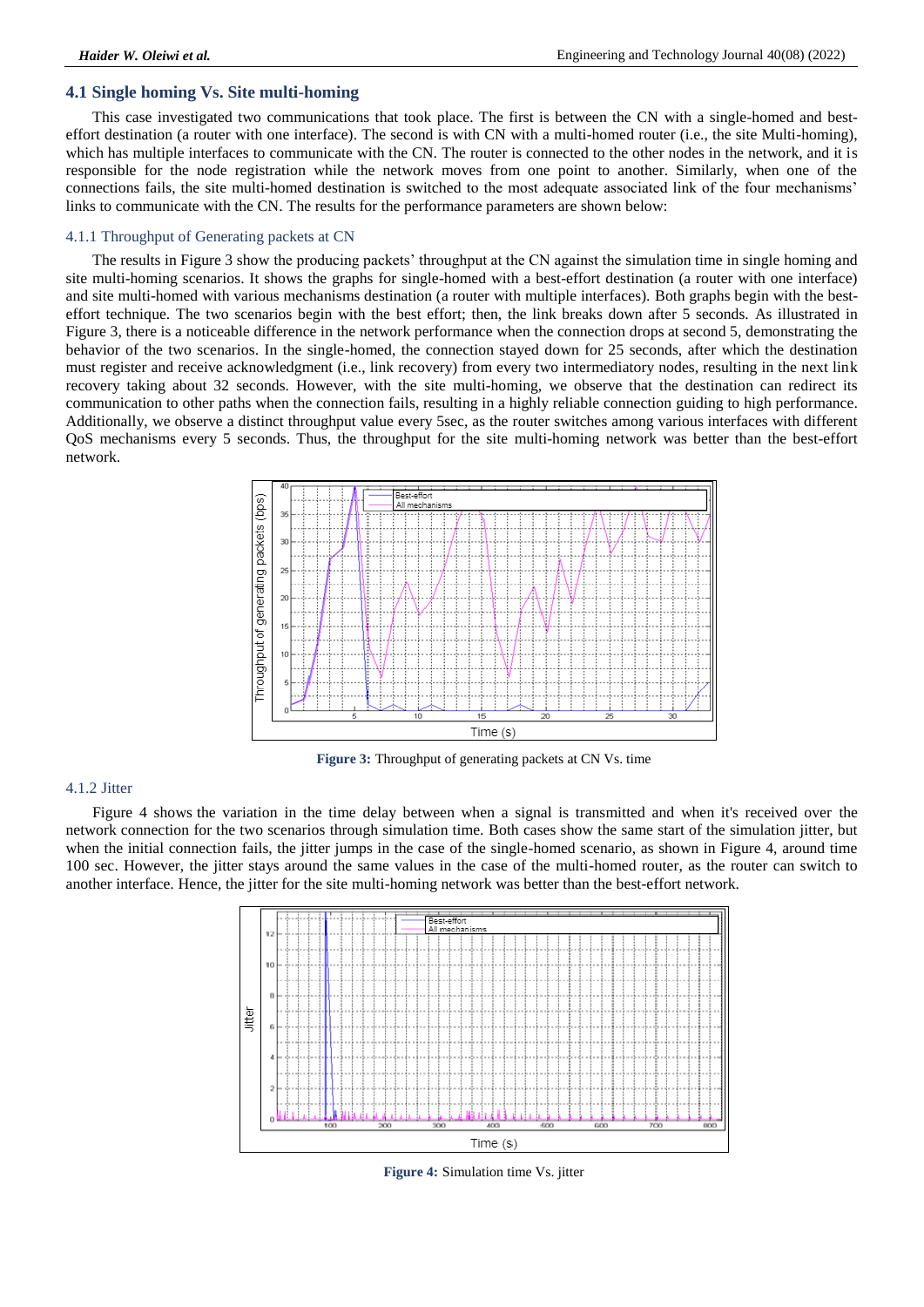## 4.1 Single homing Vs. Site multi-homing

This case investigated two communications that took place. The first is between the CN with a single-homed and best-effort destination (a router with one interface). The second is with CN with a multi-homed router (i.e., the site Multi-homing), which has multiple interfaces to communicate with the CN. The router is connected to the other nodes in the network, and it is responsible for the node registration while the network moves from one point to another. Similarly, when one of the connections fails, the site multi-homed destination is switched to the most adequate associated link of the four mechanisms' links to communicate with the CN. The results for the performance parameters are shown below:

### 4.1.1 Throughput of Generating packets at CN

The results in Figure 3 show the producing packets' throughput at the CN against the simulation time in single homing and site multi-homing scenarios. It shows the graphs for single-homed with a best-effort destination (a router with one interface) and site multi-homed with various mechanisms destination (a router with multiple interfaces). Both graphs begin with the best-effort technique. The two scenarios begin with the best effort; then, the link breaks down after 5 seconds. As illustrated in Figure 3, there is a noticeable difference in the network performance when the connection drops at second 5, demonstrating the behavior of the two scenarios. In the single-homed, the connection stayed down for 25 seconds, after which the destination must register and receive acknowledgment (i.e., link recovery) from every two intermediatory nodes, resulting in the next link recovery taking about 32 seconds. However, with the site multi-homing, we observe that the destination can redirect its communication to other paths when the connection fails, resulting in a highly reliable connection guiding to high performance. Additionally, we observe a distinct throughput value every 5sec, as the router switches among various interfaces with different QoS mechanisms every 5 seconds. Thus, the throughput for the site multi-homing network was better than the best-effort network.

**Figure 3:** Throughput of generating packets at CN Vs. time

### 4.1.2 Jitter

Figure 4 shows the variation in the time delay between when a signal is transmitted and when it's received over the network connection for the two scenarios through simulation time. Both cases show the same start of the simulation jitter, but when the initial connection fails, the jitter jumps in the case of the single-homed scenario, as shown in Figure 4, around time 100 sec. However, the jitter stays around the same values in the case of the multi-homed router, as the router can switch to another interface. Hence, the jitter for the site multi-homing network was better than the best-effort network.

**Figure 4:** Simulation time Vs. jitter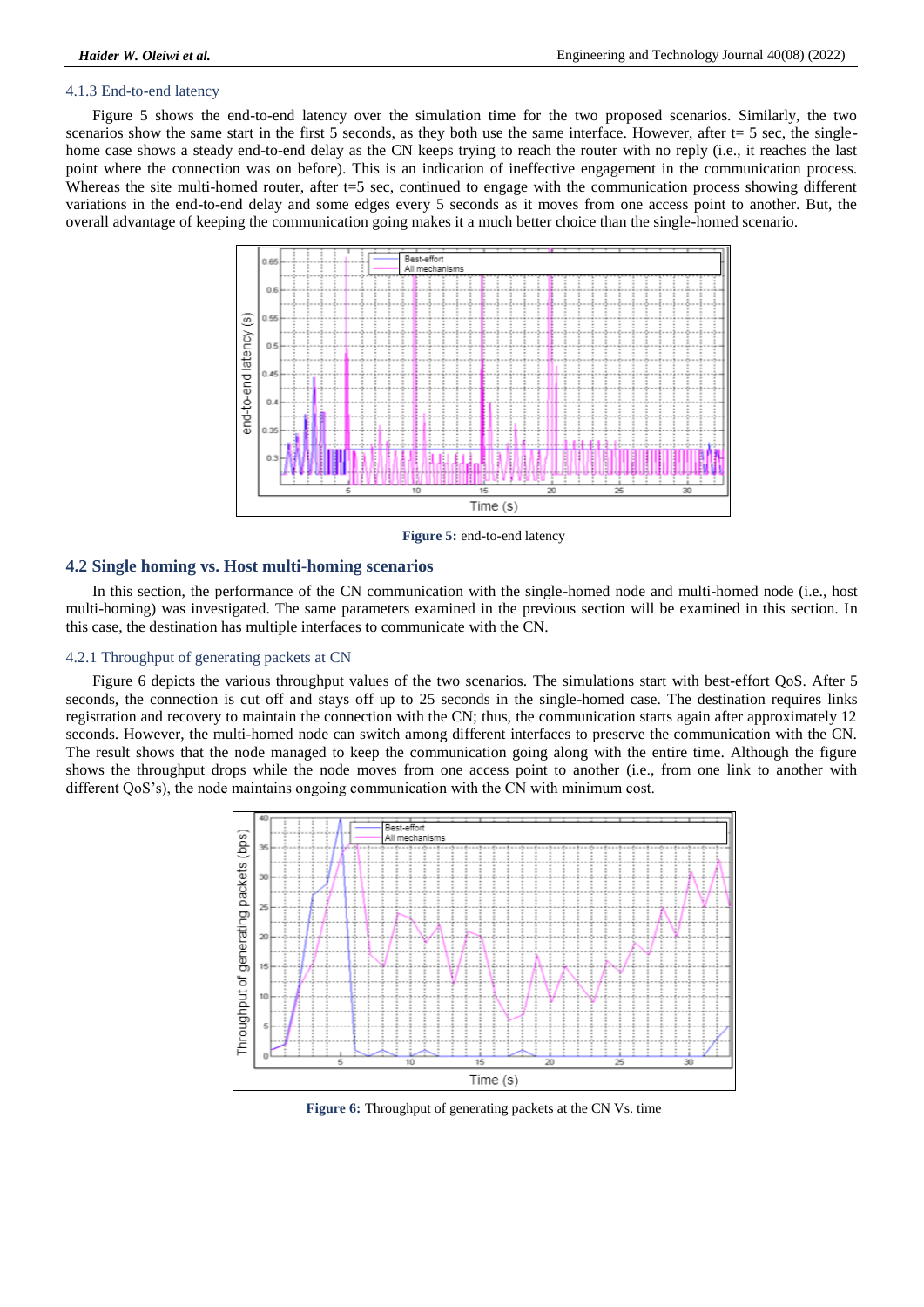### 4.1.3 End-to-end latency

Figure 5 shows the end-to-end latency over the simulation time for the two proposed scenarios. Similarly, the two scenarios show the same start in the first 5 seconds, as they both use the same interface. However, after t= 5 sec, the single-home case shows a steady end-to-end delay as the CN keeps trying to reach the router with no reply (i.e., it reaches the last point where the connection was on before). This is an indication of ineffective engagement in the communication process. Whereas the site multi-homed router, after t=5 sec, continued to engage with the communication process showing different variations in the end-to-end delay and some edges every 5 seconds as it moves from one access point to another. But, the overall advantage of keeping the communication going makes it a much better choice than the single-homed scenario.

**Figure 5:** end-to-end latency

## 4.2 Single homing vs. Host multi-homing scenarios

In this section, the performance of the CN communication with the single-homed node and multi-homed node (i.e., host multi-homing) was investigated. The same parameters examined in the previous section will be examined in this section. In this case, the destination has multiple interfaces to communicate with the CN.

### 4.2.1 Throughput of generating packets at CN

Figure 6 depicts the various throughput values of the two scenarios. The simulations start with best-effort QoS. After 5 seconds, the connection is cut off and stays off up to 25 seconds in the single-homed case. The destination requires links registration and recovery to maintain the connection with the CN; thus, the communication starts again after approximately 12 seconds. However, the multi-homed node can switch among different interfaces to preserve the communication with the CN. The result shows that the node managed to keep the communication going along with the entire time. Although the figure shows the throughput drops while the node moves from one access point to another (i.e., from one link to another with different QoS's), the node maintains ongoing communication with the CN with minimum cost.

**Figure 6:** Throughput of generating packets at the CN Vs. time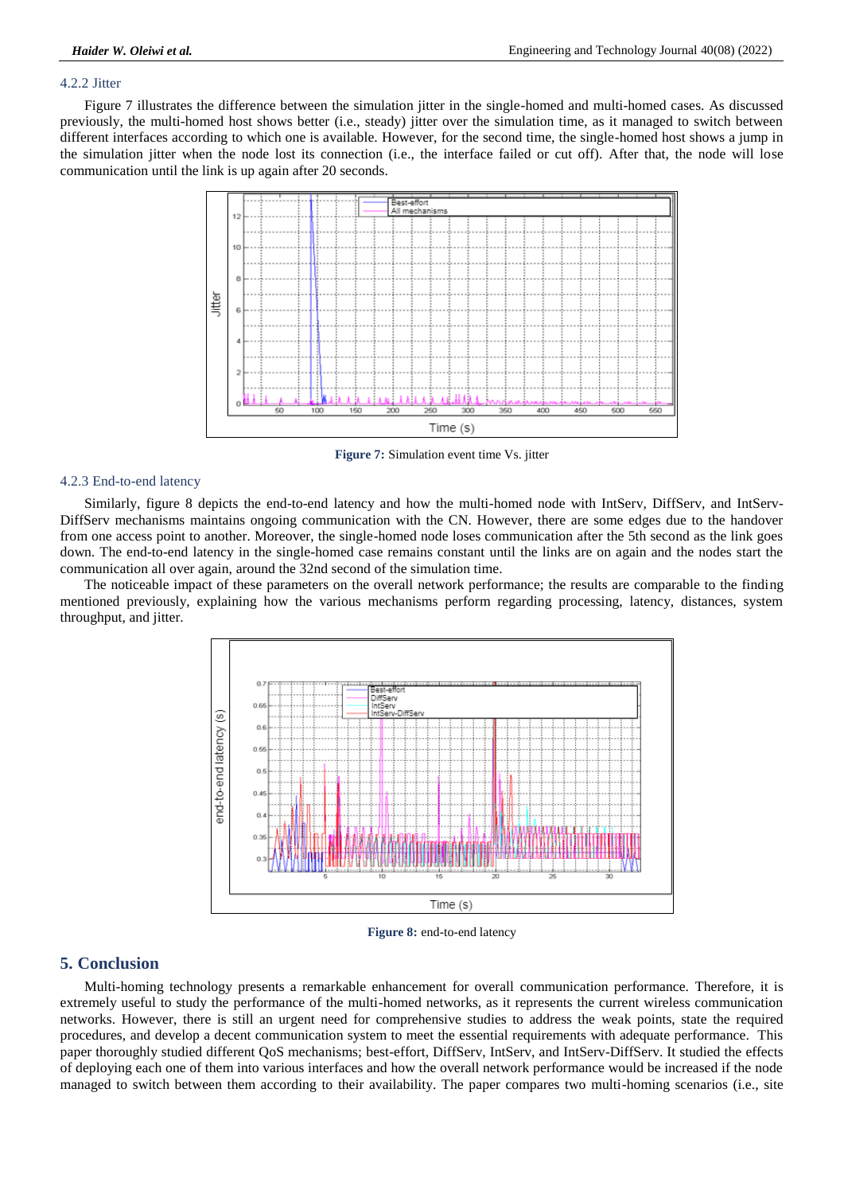### 4.2.2 Jitter

Figure 7 illustrates the difference between the simulation jitter in the single-homed and multi-homed cases. As discussed previously, the multi-homed host shows better (i.e., steady) jitter over the simulation time, as it managed to switch between different interfaces according to which one is available. However, for the second time, the single-homed host shows a jump in the simulation jitter when the node lost its connection (i.e., the interface failed or cut off). After that, the node will lose communication until the link is up again after 20 seconds.

**Figure 7:** Simulation event time Vs. jitter

### 4.2.3 End-to-end latency

Similarly, figure 8 depicts the end-to-end latency and how the multi-homed node with IntServ, DiffServ, and IntServ-DiffServ mechanisms maintains ongoing communication with the CN. However, there are some edges due to the handover from one access point to another. Moreover, the single-homed node loses communication after the 5th second as the link goes down. The end-to-end latency in the single-homed case remains constant until the links are on again and the nodes start the communication all over again, around the 32nd second of the simulation time.

The noticeable impact of these parameters on the overall network performance; the results are comparable to the finding mentioned previously, explaining how the various mechanisms perform regarding processing, latency, distances, system throughput, and jitter.

**Figure 8:** end-to-end latency

## 5. Conclusion

Multi-homing technology presents a remarkable enhancement for overall communication performance. Therefore, it is extremely useful to study the performance of the multi-homed networks, as it represents the current wireless communication networks. However, there is still an urgent need for comprehensive studies to address the weak points, state the required procedures, and develop a decent communication system to meet the essential requirements with adequate performance. This paper thoroughly studied different QoS mechanisms; best-effort, DiffServ, IntServ, and IntServ-DiffServ. It studied the effects of deploying each one of them into various interfaces and how the overall network performance would be increased if the node managed to switch between them according to their availability. The paper compares two multi-homing scenarios (i.e., site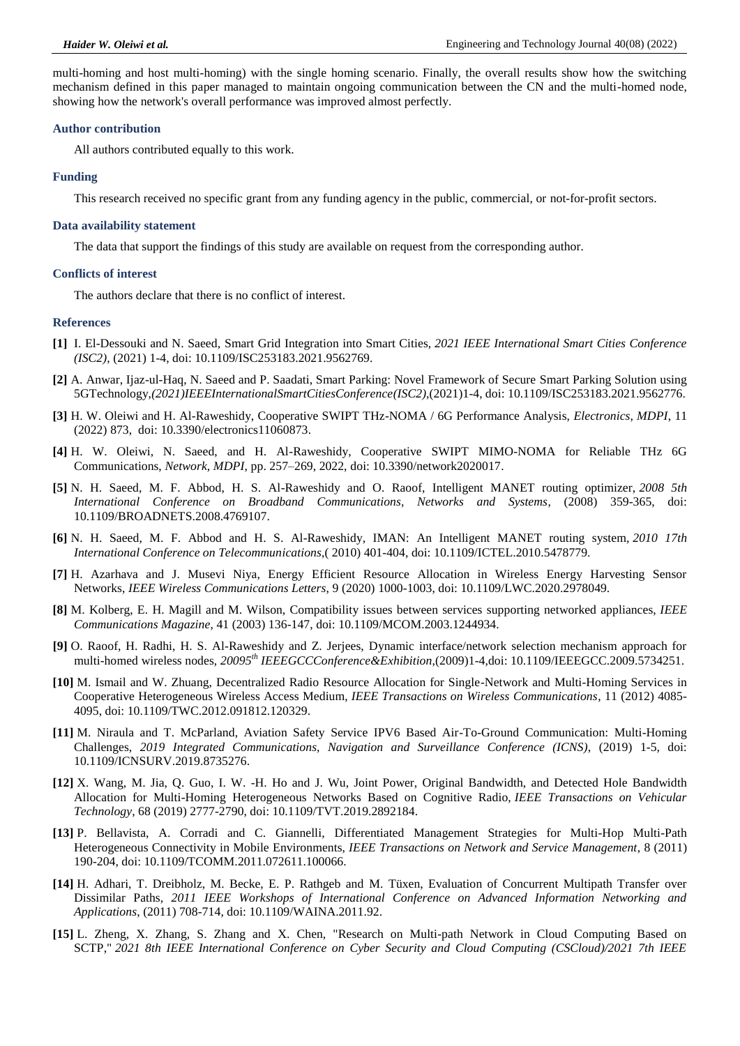multi-homing and host multi-homing) with the single homing scenario. Finally, the overall results show how the switching mechanism defined in this paper managed to maintain ongoing communication between the CN and the multi-homed node, showing how the network's overall performance was improved almost perfectly.

### Author contribution

All authors contributed equally to this work.

### Funding

This research received no specific grant from any funding agency in the public, commercial, or not-for-profit sectors.

### Data availability statement

The data that support the findings of this study are available on request from the corresponding author.

### Conflicts of interest

The authors declare that there is no conflict of interest.

### References

**[1]** I. El-Dessouki and N. Saeed, Smart Grid Integration into Smart Cities, *2021 IEEE International Smart Cities Conference (ISC2)*, (2021) 1-4, doi: 10.1109/ISC253183.2021.9562769.

**[2]** A. Anwar, Ijaz-ul-Haq, N. Saeed and P. Saadati, Smart Parking: Novel Framework of Secure Smart Parking Solution using 5GTechnology,*(2021)IEEEInternationalSmartCitiesConference(ISC2)*,(2021)1-4, doi: 10.1109/ISC253183.2021.9562776.

**[3]** H. W. Oleiwi and H. Al-Raweshidy, Cooperative SWIPT THz-NOMA / 6G Performance Analysis, *Electronics, MDPI*, 11 (2022) 873, doi: 10.3390/electronics11060873.

**[4]** H. W. Oleiwi, N. Saeed, and H. Al-Raweshidy, Cooperative SWIPT MIMO-NOMA for Reliable THz 6G Communications, *Network, MDPI*, pp. 257–269, 2022, doi: 10.3390/network2020017.

**[5]** N. H. Saeed, M. F. Abbod, H. S. Al-Raweshidy and O. Raoof, Intelligent MANET routing optimizer, *2008 5th International Conference on Broadband Communications, Networks and Systems*, (2008) 359-365, doi: 10.1109/BROADNETS.2008.4769107.

**[6]** N. H. Saeed, M. F. Abbod and H. S. Al-Raweshidy, IMAN: An Intelligent MANET routing system, *2010 17th International Conference on Telecommunications*,( 2010) 401-404, doi: 10.1109/ICTEL.2010.5478779.

**[7]** H. Azarhava and J. Musevi Niya, Energy Efficient Resource Allocation in Wireless Energy Harvesting Sensor Networks, *IEEE Wireless Communications Letters*, 9 (2020) 1000-1003, doi: 10.1109/LWC.2020.2978049.

**[8]** M. Kolberg, E. H. Magill and M. Wilson, Compatibility issues between services supporting networked appliances, *IEEE Communications Magazine*, 41 (2003) 136-147, doi: 10.1109/MCOM.2003.1244934.

**[9]** O. Raoof, H. Radhi, H. S. Al-Raweshidy and Z. Jerjees, Dynamic interface/network selection mechanism approach for multi-homed wireless nodes, *20095th IEEEGCCConference&Exhibition*,(2009)1-4,doi: 10.1109/IEEEGCC.2009.5734251.

**[10]** M. Ismail and W. Zhuang, Decentralized Radio Resource Allocation for Single-Network and Multi-Homing Services in Cooperative Heterogeneous Wireless Access Medium, *IEEE Transactions on Wireless Communications*, 11 (2012) 4085-4095, doi: 10.1109/TWC.2012.091812.120329.

**[11]** M. Niraula and T. McParland, Aviation Safety Service IPV6 Based Air-To-Ground Communication: Multi-Homing Challenges, *2019 Integrated Communications, Navigation and Surveillance Conference (ICNS)*, (2019) 1-5, doi: 10.1109/ICNSURV.2019.8735276.

**[12]** X. Wang, M. Jia, Q. Guo, I. W. -H. Ho and J. Wu, Joint Power, Original Bandwidth, and Detected Hole Bandwidth Allocation for Multi-Homing Heterogeneous Networks Based on Cognitive Radio, *IEEE Transactions on Vehicular Technology*, 68 (2019) 2777-2790, doi: 10.1109/TVT.2019.2892184.

**[13]** P. Bellavista, A. Corradi and C. Giannelli, Differentiated Management Strategies for Multi-Hop Multi-Path Heterogeneous Connectivity in Mobile Environments, *IEEE Transactions on Network and Service Management*, 8 (2011) 190-204, doi: 10.1109/TCOMM.2011.072611.100066.

**[14]** H. Adhari, T. Dreibholz, M. Becke, E. P. Rathgeb and M. Tüxen, Evaluation of Concurrent Multipath Transfer over Dissimilar Paths, *2011 IEEE Workshops of International Conference on Advanced Information Networking and Applications*, (2011) 708-714, doi: 10.1109/WAINA.2011.92.

**[15]** L. Zheng, X. Zhang, S. Zhang and X. Chen, "Research on Multi-path Network in Cloud Computing Based on SCTP," *2021 8th IEEE International Conference on Cyber Security and Cloud Computing (CSCloud)/2021 7th IEEE*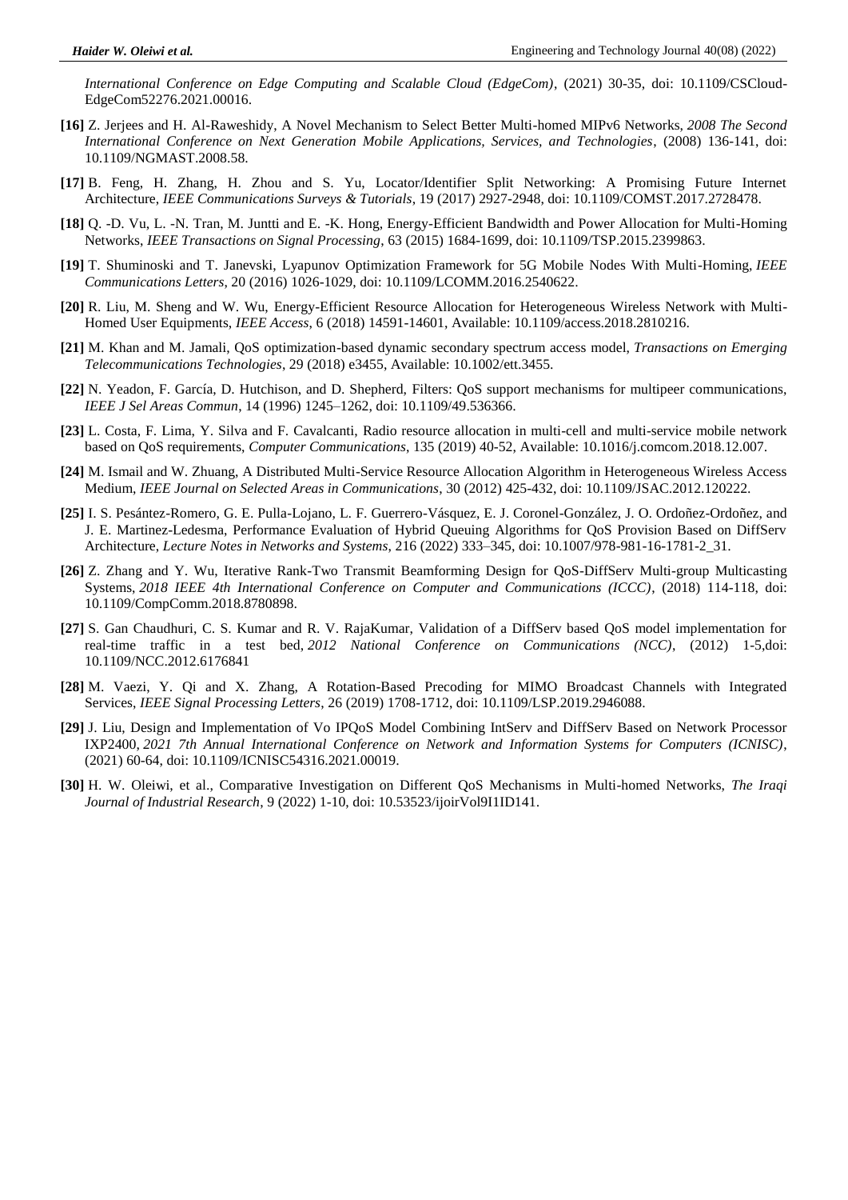*International Conference on Edge Computing and Scalable Cloud (EdgeCom)*, (2021) 30-35, doi: 10.1109/CSCloud-EdgeCom52276.2021.00016.

**[16]** Z. Jerjees and H. Al-Raweshidy, A Novel Mechanism to Select Better Multi-homed MIPv6 Networks, *2008 The Second International Conference on Next Generation Mobile Applications, Services, and Technologies*, (2008) 136-141, doi: 10.1109/NGMAST.2008.58.

**[17]** B. Feng, H. Zhang, H. Zhou and S. Yu, Locator/Identifier Split Networking: A Promising Future Internet Architecture, *IEEE Communications Surveys & Tutorials*, 19 (2017) 2927-2948, doi: 10.1109/COMST.2017.2728478.

**[18]** Q. -D. Vu, L. -N. Tran, M. Juntti and E. -K. Hong, Energy-Efficient Bandwidth and Power Allocation for Multi-Homing Networks, *IEEE Transactions on Signal Processing*, 63 (2015) 1684-1699, doi: 10.1109/TSP.2015.2399863.

**[19]** T. Shuminoski and T. Janevski, Lyapunov Optimization Framework for 5G Mobile Nodes With Multi-Homing, *IEEE Communications Letters*, 20 (2016) 1026-1029, doi: 10.1109/LCOMM.2016.2540622.

**[20]** R. Liu, M. Sheng and W. Wu, Energy-Efficient Resource Allocation for Heterogeneous Wireless Network with Multi-Homed User Equipments, *IEEE Access*, 6 (2018) 14591-14601, Available: 10.1109/access.2018.2810216.

**[21]** M. Khan and M. Jamali, QoS optimization-based dynamic secondary spectrum access model, *Transactions on Emerging Telecommunications Technologies*, 29 (2018) e3455, Available: 10.1002/ett.3455.

**[22]** N. Yeadon, F. García, D. Hutchison, and D. Shepherd, Filters: QoS support mechanisms for multipeer communications, *IEEE J Sel Areas Commun*, 14 (1996) 1245–1262, doi: 10.1109/49.536366.

**[23]** L. Costa, F. Lima, Y. Silva and F. Cavalcanti, Radio resource allocation in multi-cell and multi-service mobile network based on QoS requirements, *Computer Communications*, 135 (2019) 40-52, Available: 10.1016/j.comcom.2018.12.007.

**[24]** M. Ismail and W. Zhuang, A Distributed Multi-Service Resource Allocation Algorithm in Heterogeneous Wireless Access Medium, *IEEE Journal on Selected Areas in Communications*, 30 (2012) 425-432, doi: 10.1109/JSAC.2012.120222.

**[25]** I. S. Pesántez-Romero, G. E. Pulla-Lojano, L. F. Guerrero-Vásquez, E. J. Coronel-González, J. O. Ordoñez-Ordoñez, and J. E. Martinez-Ledesma, Performance Evaluation of Hybrid Queuing Algorithms for QoS Provision Based on DiffServ Architecture, *Lecture Notes in Networks and Systems*, 216 (2022) 333–345, doi: 10.1007/978-981-16-1781-2_31.

**[26]** Z. Zhang and Y. Wu, Iterative Rank-Two Transmit Beamforming Design for QoS-DiffServ Multi-group Multicasting Systems, *2018 IEEE 4th International Conference on Computer and Communications (ICCC)*, (2018) 114-118, doi: 10.1109/CompComm.2018.8780898.

**[27]** S. Gan Chaudhuri, C. S. Kumar and R. V. RajaKumar, Validation of a DiffServ based QoS model implementation for real-time traffic in a test bed, *2012 National Conference on Communications (NCC)*, (2012) 1-5,doi: 10.1109/NCC.2012.6176841

**[28]** M. Vaezi, Y. Qi and X. Zhang, A Rotation-Based Precoding for MIMO Broadcast Channels with Integrated Services, *IEEE Signal Processing Letters*, 26 (2019) 1708-1712, doi: 10.1109/LSP.2019.2946088.

**[29]** J. Liu, Design and Implementation of Vo IPQoS Model Combining IntServ and DiffServ Based on Network Processor IXP2400, *2021 7th Annual International Conference on Network and Information Systems for Computers (ICNISC)*, (2021) 60-64, doi: 10.1109/ICNISC54316.2021.00019.

**[30]** H. W. Oleiwi, et al., Comparative Investigation on Different QoS Mechanisms in Multi-homed Networks, *The Iraqi Journal of Industrial Research*, 9 (2022) 1-10, doi: 10.53523/ijoirVol9I1ID141.